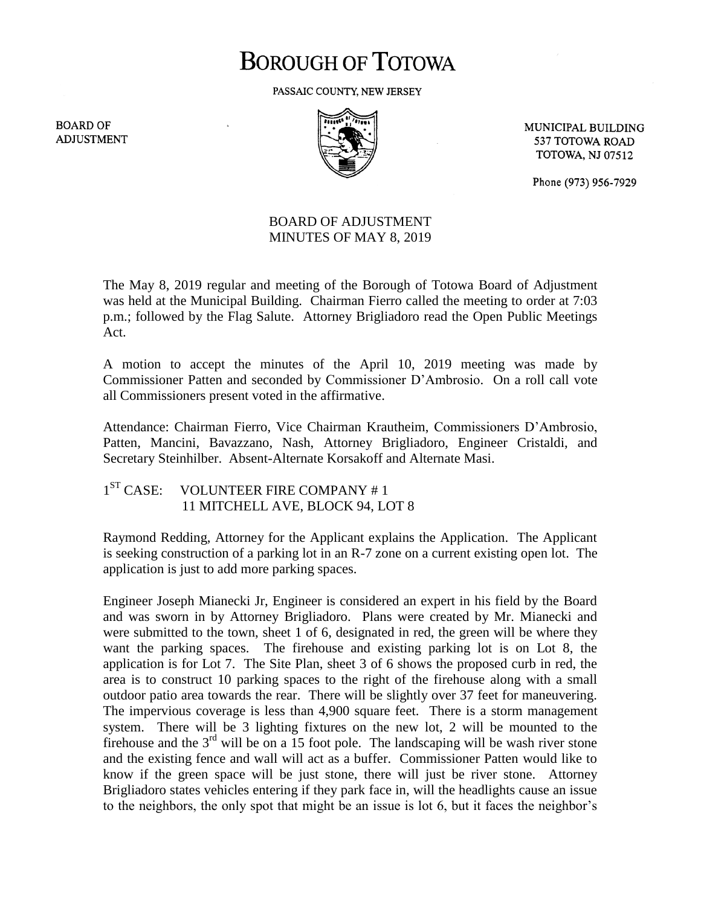# BOROUGH OF TOTOWA

PASSAIC COUNTY, NEW JERSEY

BOARD OF ADJUSTMENT

MUNICIPAL BUILDING
537 TOTOWA ROAD
TOTOWA, NJ 07512

Phone (973) 956-7929

## BOARD OF ADJUSTMENT
## MINUTES OF MAY 8, 2019

The May 8, 2019 regular and meeting of the Borough of Totowa Board of Adjustment was held at the Municipal Building. Chairman Fierro called the meeting to order at 7:03 p.m.; followed by the Flag Salute. Attorney Brigliadoro read the Open Public Meetings Act.

A motion to accept the minutes of the April 10, 2019 meeting was made by Commissioner Patten and seconded by Commissioner D'Ambrosio. On a roll call vote all Commissioners present voted in the affirmative.

Attendance: Chairman Fierro, Vice Chairman Krautheim, Commissioners D'Ambrosio, Patten, Mancini, Bavazzano, Nash, Attorney Brigliadoro, Engineer Cristaldi, and Secretary Steinhilber. Absent-Alternate Korsakoff and Alternate Masi.

1ST CASE: VOLUNTEER FIRE COMPANY # 1
11 MITCHELL AVE, BLOCK 94, LOT 8

Raymond Redding, Attorney for the Applicant explains the Application. The Applicant is seeking construction of a parking lot in an R-7 zone on a current existing open lot. The application is just to add more parking spaces.

Engineer Joseph Mianecki Jr, Engineer is considered an expert in his field by the Board and was sworn in by Attorney Brigliadoro. Plans were created by Mr. Mianecki and were submitted to the town, sheet 1 of 6, designated in red, the green will be where they want the parking spaces. The firehouse and existing parking lot is on Lot 8, the application is for Lot 7. The Site Plan, sheet 3 of 6 shows the proposed curb in red, the area is to construct 10 parking spaces to the right of the firehouse along with a small outdoor patio area towards the rear. There will be slightly over 37 feet for maneuvering. The impervious coverage is less than 4,900 square feet. There is a storm management system. There will be 3 lighting fixtures on the new lot, 2 will be mounted to the firehouse and the 3rd will be on a 15 foot pole. The landscaping will be wash river stone and the existing fence and wall will act as a buffer. Commissioner Patten would like to know if the green space will be just stone, there will just be river stone. Attorney Brigliadoro states vehicles entering if they park face in, will the headlights cause an issue to the neighbors, the only spot that might be an issue is lot 6, but it faces the neighbor's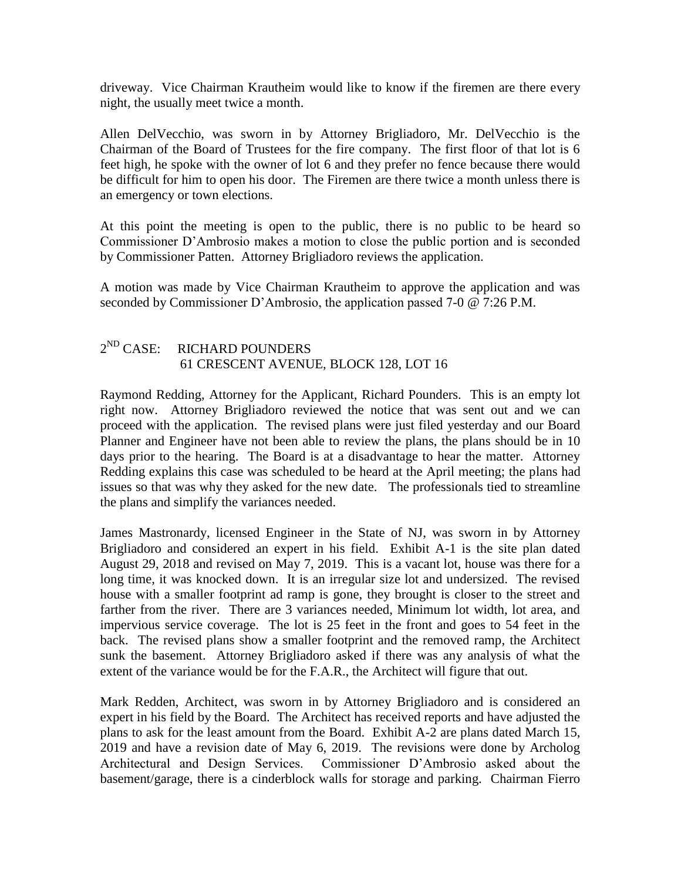driveway. Vice Chairman Krautheim would like to know if the firemen are there every night, the usually meet twice a month.

Allen DelVecchio, was sworn in by Attorney Brigliadoro, Mr. DelVecchio is the Chairman of the Board of Trustees for the fire company. The first floor of that lot is 6 feet high, he spoke with the owner of lot 6 and they prefer no fence because there would be difficult for him to open his door. The Firemen are there twice a month unless there is an emergency or town elections.

At this point the meeting is open to the public, there is no public to be heard so Commissioner D'Ambrosio makes a motion to close the public portion and is seconded by Commissioner Patten. Attorney Brigliadoro reviews the application.

A motion was made by Vice Chairman Krautheim to approve the application and was seconded by Commissioner D'Ambrosio, the application passed 7-0 @ 7:26 P.M.

2[ND] CASE: RICHARD POUNDERS
61 CRESCENT AVENUE, BLOCK 128, LOT 16

Raymond Redding, Attorney for the Applicant, Richard Pounders. This is an empty lot right now. Attorney Brigliadoro reviewed the notice that was sent out and we can proceed with the application. The revised plans were just filed yesterday and our Board Planner and Engineer have not been able to review the plans, the plans should be in 10 days prior to the hearing. The Board is at a disadvantage to hear the matter. Attorney Redding explains this case was scheduled to be heard at the April meeting; the plans had issues so that was why they asked for the new date. The professionals tied to streamline the plans and simplify the variances needed.

James Mastronardy, licensed Engineer in the State of NJ, was sworn in by Attorney Brigliadoro and considered an expert in his field. Exhibit A-1 is the site plan dated August 29, 2018 and revised on May 7, 2019. This is a vacant lot, house was there for a long time, it was knocked down. It is an irregular size lot and undersized. The revised house with a smaller footprint ad ramp is gone, they brought is closer to the street and farther from the river. There are 3 variances needed, Minimum lot width, lot area, and impervious service coverage. The lot is 25 feet in the front and goes to 54 feet in the back. The revised plans show a smaller footprint and the removed ramp, the Architect sunk the basement. Attorney Brigliadoro asked if there was any analysis of what the extent of the variance would be for the F.A.R., the Architect will figure that out.

Mark Redden, Architect, was sworn in by Attorney Brigliadoro and is considered an expert in his field by the Board. The Architect has received reports and have adjusted the plans to ask for the least amount from the Board. Exhibit A-2 are plans dated March 15, 2019 and have a revision date of May 6, 2019. The revisions were done by Archolog Architectural and Design Services. Commissioner D'Ambrosio asked about the basement/garage, there is a cinderblock walls for storage and parking. Chairman Fierro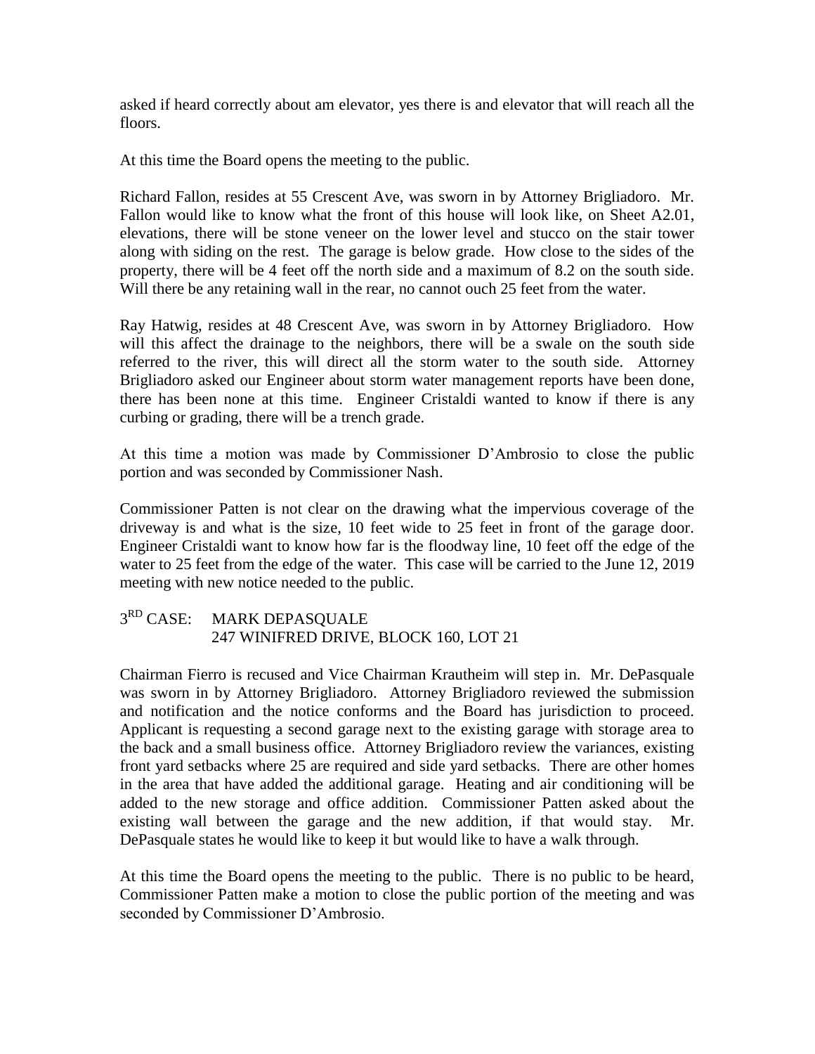asked if heard correctly about am elevator, yes there is and elevator that will reach all the floors.

At this time the Board opens the meeting to the public.

Richard Fallon, resides at 55 Crescent Ave, was sworn in by Attorney Brigliadoro. Mr. Fallon would like to know what the front of this house will look like, on Sheet A2.01, elevations, there will be stone veneer on the lower level and stucco on the stair tower along with siding on the rest. The garage is below grade. How close to the sides of the property, there will be 4 feet off the north side and a maximum of 8.2 on the south side. Will there be any retaining wall in the rear, no cannot ouch 25 feet from the water.

Ray Hatwig, resides at 48 Crescent Ave, was sworn in by Attorney Brigliadoro. How will this affect the drainage to the neighbors, there will be a swale on the south side referred to the river, this will direct all the storm water to the south side. Attorney Brigliadoro asked our Engineer about storm water management reports have been done, there has been none at this time. Engineer Cristaldi wanted to know if there is any curbing or grading, there will be a trench grade.

At this time a motion was made by Commissioner D'Ambrosio to close the public portion and was seconded by Commissioner Nash.

Commissioner Patten is not clear on the drawing what the impervious coverage of the driveway is and what is the size, 10 feet wide to 25 feet in front of the garage door. Engineer Cristaldi want to know how far is the floodway line, 10 feet off the edge of the water to 25 feet from the edge of the water. This case will be carried to the June 12, 2019 meeting with new notice needed to the public.

## 3RD CASE: MARK DEPASQUALE
## 247 WINIFRED DRIVE, BLOCK 160, LOT 21

Chairman Fierro is recused and Vice Chairman Krautheim will step in. Mr. DePasquale was sworn in by Attorney Brigliadoro. Attorney Brigliadoro reviewed the submission and notification and the notice conforms and the Board has jurisdiction to proceed. Applicant is requesting a second garage next to the existing garage with storage area to the back and a small business office. Attorney Brigliadoro review the variances, existing front yard setbacks where 25 are required and side yard setbacks. There are other homes in the area that have added the additional garage. Heating and air conditioning will be added to the new storage and office addition. Commissioner Patten asked about the existing wall between the garage and the new addition, if that would stay. Mr. DePasquale states he would like to keep it but would like to have a walk through.

At this time the Board opens the meeting to the public. There is no public to be heard, Commissioner Patten make a motion to close the public portion of the meeting and was seconded by Commissioner D'Ambrosio.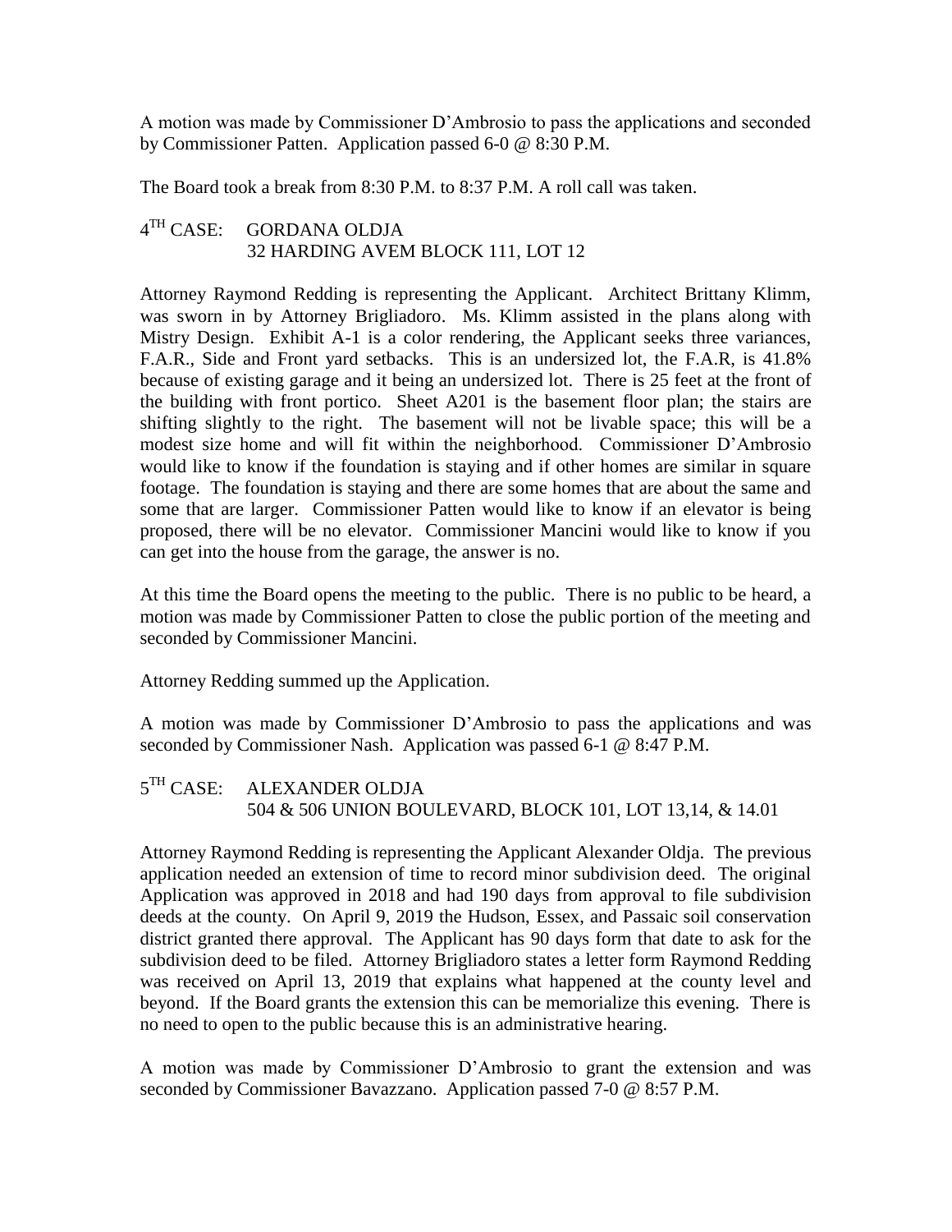A motion was made by Commissioner D'Ambrosio to pass the applications and seconded by Commissioner Patten. Application passed 6-0 @ 8:30 P.M.

The Board took a break from 8:30 P.M. to 8:37 P.M. A roll call was taken.

4TH CASE: GORDANA OLDJA
32 HARDING AVEM BLOCK 111, LOT 12

Attorney Raymond Redding is representing the Applicant. Architect Brittany Klimm, was sworn in by Attorney Brigliadoro. Ms. Klimm assisted in the plans along with Mistry Design. Exhibit A-1 is a color rendering, the Applicant seeks three variances, F.A.R., Side and Front yard setbacks. This is an undersized lot, the F.A.R, is 41.8% because of existing garage and it being an undersized lot. There is 25 feet at the front of the building with front portico. Sheet A201 is the basement floor plan; the stairs are shifting slightly to the right. The basement will not be livable space; this will be a modest size home and will fit within the neighborhood. Commissioner D'Ambrosio would like to know if the foundation is staying and if other homes are similar in square footage. The foundation is staying and there are some homes that are about the same and some that are larger. Commissioner Patten would like to know if an elevator is being proposed, there will be no elevator. Commissioner Mancini would like to know if you can get into the house from the garage, the answer is no.

At this time the Board opens the meeting to the public. There is no public to be heard, a motion was made by Commissioner Patten to close the public portion of the meeting and seconded by Commissioner Mancini.

Attorney Redding summed up the Application.

A motion was made by Commissioner D'Ambrosio to pass the applications and was seconded by Commissioner Nash. Application was passed 6-1 @ 8:47 P.M.

5TH CASE: ALEXANDER OLDJA
504 & 506 UNION BOULEVARD, BLOCK 101, LOT 13,14, & 14.01

Attorney Raymond Redding is representing the Applicant Alexander Oldja. The previous application needed an extension of time to record minor subdivision deed. The original Application was approved in 2018 and had 190 days from approval to file subdivision deeds at the county. On April 9, 2019 the Hudson, Essex, and Passaic soil conservation district granted there approval. The Applicant has 90 days form that date to ask for the subdivision deed to be filed. Attorney Brigliadoro states a letter form Raymond Redding was received on April 13, 2019 that explains what happened at the county level and beyond. If the Board grants the extension this can be memorialize this evening. There is no need to open to the public because this is an administrative hearing.

A motion was made by Commissioner D'Ambrosio to grant the extension and was seconded by Commissioner Bavazzano. Application passed 7-0 @ 8:57 P.M.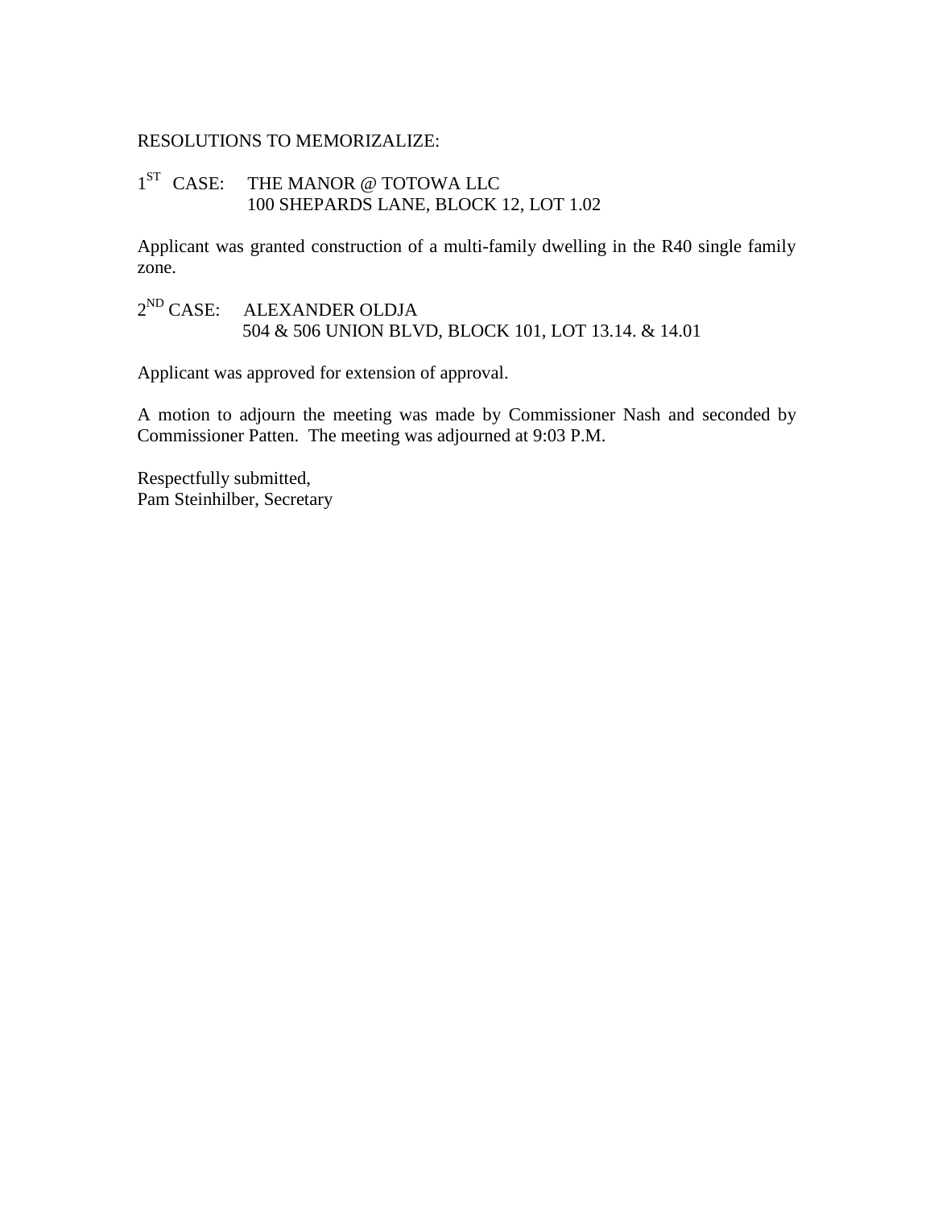RESOLUTIONS TO MEMORIZALIZE:

1ST CASE: THE MANOR @ TOTOWA LLC
100 SHEPARDS LANE, BLOCK 12, LOT 1.02

Applicant was granted construction of a multi-family dwelling in the R40 single family zone.

2ND CASE: ALEXANDER OLDJA
504 & 506 UNION BLVD, BLOCK 101, LOT 13.14. & 14.01

Applicant was approved for extension of approval.

A motion to adjourn the meeting was made by Commissioner Nash and seconded by Commissioner Patten. The meeting was adjourned at 9:03 P.M.

Respectfully submitted,
Pam Steinhilber, Secretary